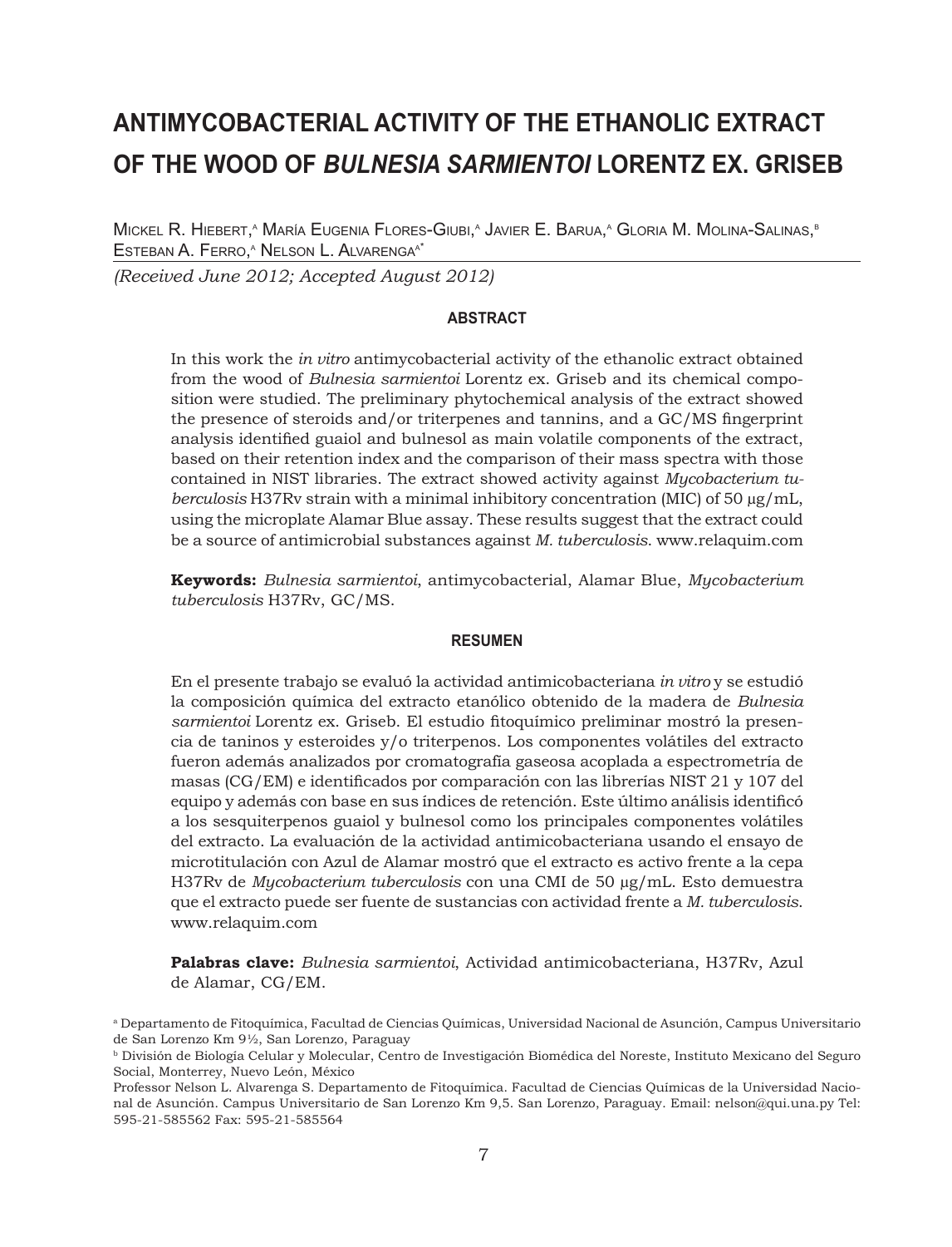# ANTIMYCOBACTERIAL ACTIVITY OF THE ETHANOLIC EXTRACT OF THE WOOD OF *BULNESIA SARMIENTOI* LORENTZ EX. GRISEB

Mickel R. Hiebert,[A] María Eugenia Flores-Giubi,[A] Javier E. Barua,[A] Gloria M. Molina-Salinas,[B] Esteban A. Ferro,[A] Nelson L. Alvarenga[A*]

*(Received June 2012; Accepted August 2012)*

#### ABSTRACT

In this work the *in vitro* antimycobacterial activity of the ethanolic extract obtained from the wood of *Bulnesia sarmientoi* Lorentz ex. Griseb and its chemical composition were studied. The preliminary phytochemical analysis of the extract showed the presence of steroids and/or triterpenes and tannins, and a GC/MS fingerprint analysis identified guaiol and bulnesol as main volatile components of the extract, based on their retention index and the comparison of their mass spectra with those contained in NIST libraries. The extract showed activity against *Mycobacterium tuberculosis* H37Rv strain with a minimal inhibitory concentration (MIC) of 50 μg/mL, using the microplate Alamar Blue assay. These results suggest that the extract could be a source of antimicrobial substances against *M. tuberculosis*. www.relaquim.com

**Keywords:** *Bulnesia sarmientoi*, antimycobacterial, Alamar Blue, *Mycobacterium tuberculosis* H37Rv, GC/MS.

#### RESUMEN

En el presente trabajo se evaluó la actividad antimicobacteriana *in vitro* y se estudió la composición química del extracto etanólico obtenido de la madera de *Bulnesia sarmientoi* Lorentz ex. Griseb. El estudio fitoquímico preliminar mostró la presencia de taninos y esteroides y/o triterpenos. Los componentes volátiles del extracto fueron además analizados por cromatografía gaseosa acoplada a espectrometría de masas (CG/EM) e identificados por comparación con las librerías NIST 21 y 107 del equipo y además con base en sus índices de retención. Este último análisis identificó a los sesquiterpenos guaiol y bulnesol como los principales componentes volátiles del extracto. La evaluación de la actividad antimicobacteriana usando el ensayo de microtitulación con Azul de Alamar mostró que el extracto es activo frente a la cepa H37Rv de *Mycobacterium tuberculosis* con una CMI de 50 μg/mL. Esto demuestra que el extracto puede ser fuente de sustancias con actividad frente a *M. tuberculosis*. www.relaquim.com

**Palabras clave:** *Bulnesia sarmientoi*, Actividad antimicobacteriana, H37Rv, Azul de Alamar, CG/EM.

[a] Departamento de Fitoquímica, Facultad de Ciencias Químicas, Universidad Nacional de Asunción, Campus Universitario de San Lorenzo Km 9½, San Lorenzo, Paraguay

[b] División de Biología Celular y Molecular, Centro de Investigación Biomédica del Noreste, Instituto Mexicano del Seguro Social, Monterrey, Nuevo León, México

Professor Nelson L. Alvarenga S. Departamento de Fitoquímica. Facultad de Ciencias Químicas de la Universidad Nacional de Asunción. Campus Universitario de San Lorenzo Km 9,5. San Lorenzo, Paraguay. Email: nelson@qui.una.py Tel: 595-21-585562 Fax: 595-21-585564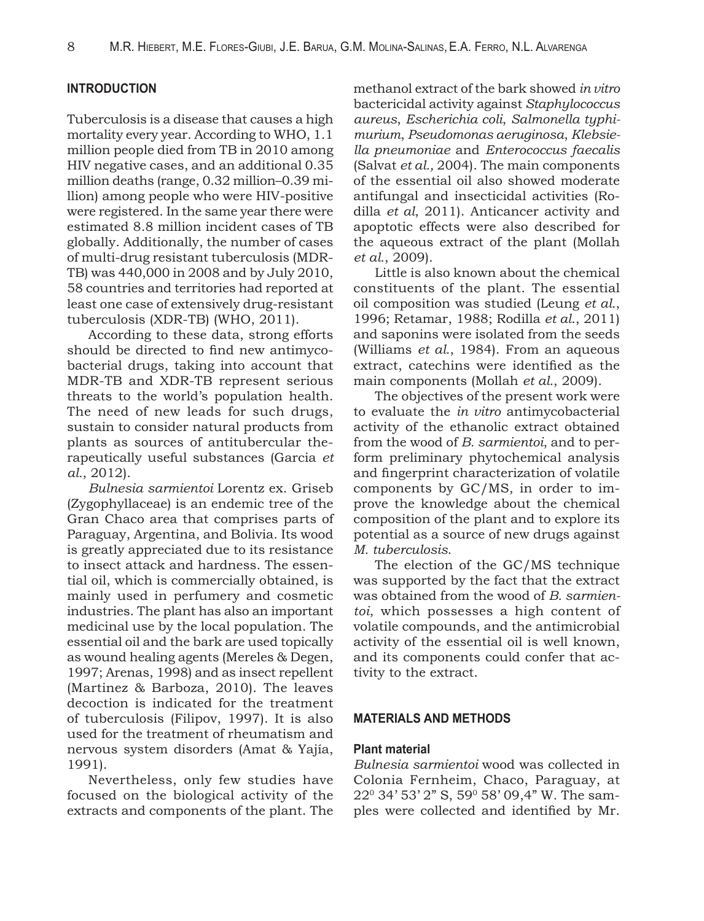## INTRODUCTION

Tuberculosis is a disease that causes a high mortality every year. According to WHO, 1.1 million people died from TB in 2010 among HIV negative cases, and an additional 0.35 million deaths (range, 0.32 million–0.39 million) among people who were HIV-positive were registered. In the same year there were estimated 8.8 million incident cases of TB globally. Additionally, the number of cases of multi-drug resistant tuberculosis (MDR-TB) was 440,000 in 2008 and by July 2010, 58 countries and territories had reported at least one case of extensively drug-resistant tuberculosis (XDR-TB) (WHO, 2011).

According to these data, strong efforts should be directed to find new antimycobacterial drugs, taking into account that MDR-TB and XDR-TB represent serious threats to the world's population health. The need of new leads for such drugs, sustain to consider natural products from plants as sources of antitubercular therapeutically useful substances (Garcia *et al.*, 2012).

*Bulnesia sarmientoi* Lorentz ex. Griseb (Zygophyllaceae) is an endemic tree of the Gran Chaco area that comprises parts of Paraguay, Argentina, and Bolivia. Its wood is greatly appreciated due to its resistance to insect attack and hardness. The essential oil, which is commercially obtained, is mainly used in perfumery and cosmetic industries. The plant has also an important medicinal use by the local population. The essential oil and the bark are used topically as wound healing agents (Mereles & Degen, 1997; Arenas, 1998) and as insect repellent (Martinez & Barboza, 2010). The leaves decoction is indicated for the treatment of tuberculosis (Filipov, 1997). It is also used for the treatment of rheumatism and nervous system disorders (Amat & Yajía, 1991).

Nevertheless, only few studies have focused on the biological activity of the extracts and components of the plant. The methanol extract of the bark showed *in vitro* bactericidal activity against *Staphylococcus aureus*, *Escherichia coli*, *Salmonella typhimurium*, *Pseudomonas aeruginosa*, *Klebsiella pneumoniae* and *Enterococcus faecalis* (Salvat *et al.,* 2004). The main components of the essential oil also showed moderate antifungal and insecticidal activities (Rodilla *et al*, 2011). Anticancer activity and apoptotic effects were also described for the aqueous extract of the plant (Mollah *et al.*, 2009).

Little is also known about the chemical constituents of the plant. The essential oil composition was studied (Leung *et al.*, 1996; Retamar, 1988; Rodilla *et al.*, 2011) and saponins were isolated from the seeds (Williams *et al.*, 1984). From an aqueous extract, catechins were identified as the main components (Mollah *et al.*, 2009).

The objectives of the present work were to evaluate the *in vitro* antimycobacterial activity of the ethanolic extract obtained from the wood of *B. sarmientoi*, and to perform preliminary phytochemical analysis and fingerprint characterization of volatile components by GC/MS, in order to improve the knowledge about the chemical composition of the plant and to explore its potential as a source of new drugs against *M. tuberculosis*.

The election of the GC/MS technique was supported by the fact that the extract was obtained from the wood of *B. sarmientoi*, which possesses a high content of volatile compounds, and the antimicrobial activity of the essential oil is well known, and its components could confer that activity to the extract.

## MATERIALS AND METHODS

### Plant material

*Bulnesia sarmientoi* wood was collected in Colonia Fernheim, Chaco, Paraguay, at 22° 34' 53' 2" S, 59° 58' 09,4" W. The samples were collected and identified by Mr.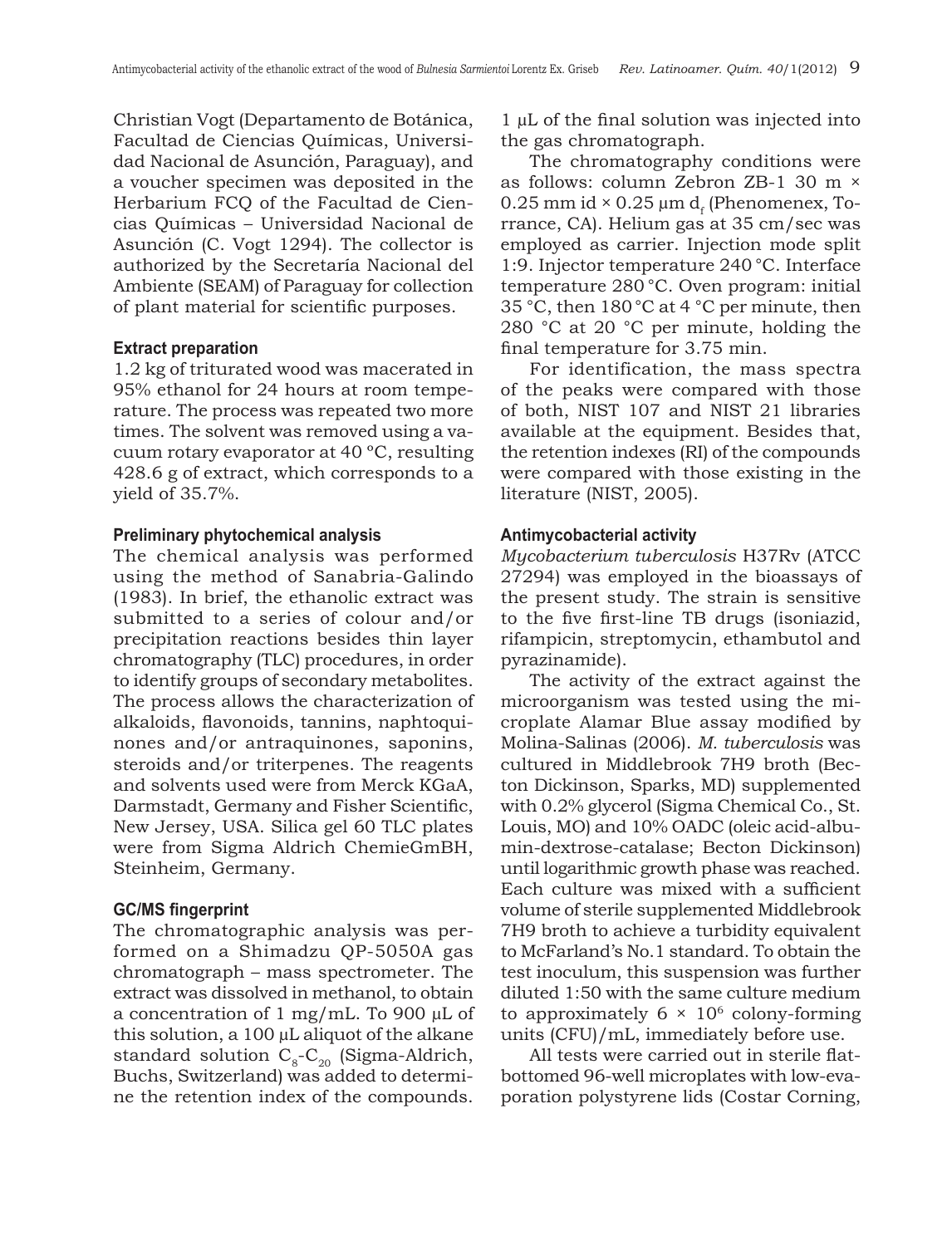Christian Vogt (Departamento de Botánica, Facultad de Ciencias Químicas, Universidad Nacional de Asunción, Paraguay), and a voucher specimen was deposited in the Herbarium FCQ of the Facultad de Ciencias Químicas – Universidad Nacional de Asunción (C. Vogt 1294). The collector is authorized by the Secretaría Nacional del Ambiente (SEAM) of Paraguay for collection of plant material for scientific purposes.

### Extract preparation

1.2 kg of triturated wood was macerated in 95% ethanol for 24 hours at room temperature. The process was repeated two more times. The solvent was removed using a vacuum rotary evaporator at 40 ºC, resulting 428.6 g of extract, which corresponds to a yield of 35.7%.

### Preliminary phytochemical analysis

The chemical analysis was performed using the method of Sanabria-Galindo (1983). In brief, the ethanolic extract was submitted to a series of colour and/or precipitation reactions besides thin layer chromatography (TLC) procedures, in order to identify groups of secondary metabolites. The process allows the characterization of alkaloids, flavonoids, tannins, naphtoquinones and/or antraquinones, saponins, steroids and/or triterpenes. The reagents and solvents used were from Merck KGaA, Darmstadt, Germany and Fisher Scientific, New Jersey, USA. Silica gel 60 TLC plates were from Sigma Aldrich ChemieGmBH, Steinheim, Germany.

### GC/MS fingerprint

The chromatographic analysis was performed on a Shimadzu QP-5050A gas chromatograph – mass spectrometer. The extract was dissolved in methanol, to obtain a concentration of 1 mg/mL. To 900 µL of this solution, a 100 µL aliquot of the alkane standard solution $C_8$-$C_{20}$ (Sigma-Aldrich, Buchs, Switzerland) was added to determine the retention index of the compounds. 1 µL of the final solution was injected into the gas chromatograph.

The chromatography conditions were as follows: column Zebron ZB-1 30 m × 0.25 mm id × 0.25 µm $d_f$ (Phenomenex, Torrance, CA). Helium gas at 35 cm/sec was employed as carrier. Injection mode split 1:9. Injector temperature 240 °C. Interface temperature 280 °C. Oven program: initial 35 °C, then 180 °C at 4 °C per minute, then 280 °C at 20 °C per minute, holding the final temperature for 3.75 min.

For identification, the mass spectra of the peaks were compared with those of both, NIST 107 and NIST 21 libraries available at the equipment. Besides that, the retention indexes (RI) of the compounds were compared with those existing in the literature (NIST, 2005).

### Antimycobacterial activity

*Mycobacterium tuberculosis* H37Rv (ATCC 27294) was employed in the bioassays of the present study. The strain is sensitive to the five first-line TB drugs (isoniazid, rifampicin, streptomycin, ethambutol and pyrazinamide).

The activity of the extract against the microorganism was tested using the microplate Alamar Blue assay modified by Molina-Salinas (2006). *M. tuberculosis* was cultured in Middlebrook 7H9 broth (Becton Dickinson, Sparks, MD) supplemented with 0.2% glycerol (Sigma Chemical Co., St. Louis, MO) and 10% OADC (oleic acid-albumin-dextrose-catalase; Becton Dickinson) until logarithmic growth phase was reached. Each culture was mixed with a sufficient volume of sterile supplemented Middlebrook 7H9 broth to achieve a turbidity equivalent to McFarland's No.1 standard. To obtain the test inoculum, this suspension was further diluted 1:50 with the same culture medium to approximately $6 \times 10^6$ colony-forming units (CFU)/mL, immediately before use.

All tests were carried out in sterile flat-bottomed 96-well microplates with low-evaporation polystyrene lids (Costar Corning,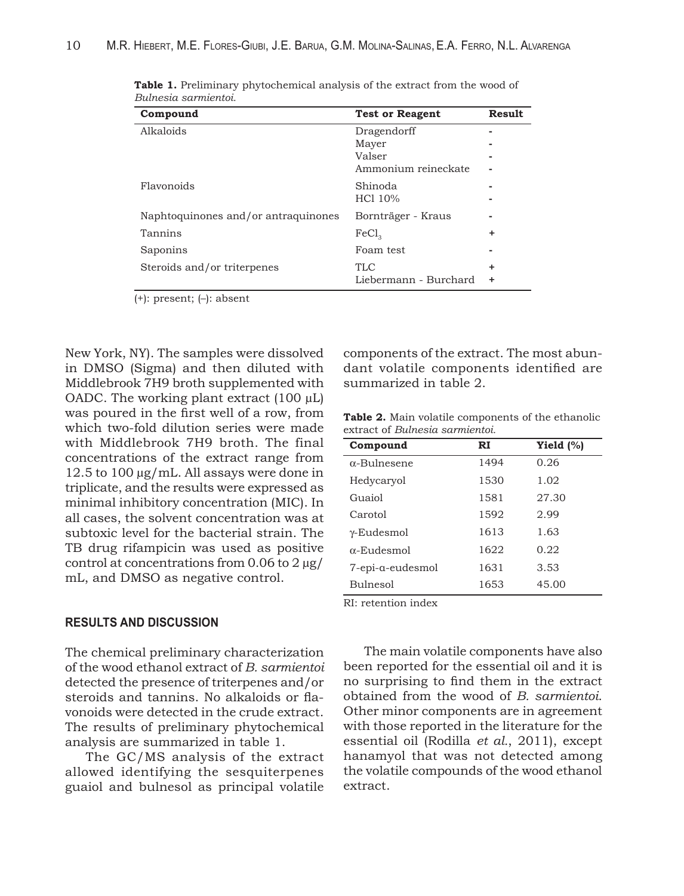**Table 1.** Preliminary phytochemical analysis of the extract from the wood of *Bulnesia sarmientoi.*

| Compound | Test or Reagent | Result |
|---|---|---|
| Alkaloids | Dragendorff | - |
| | Mayer | - |
| | Valser | - |
| | Ammonium reineckate | - |
| Flavonoids | Shinoda | - |
| | HCl 10% | - |
| Naphtoquinones and/or antraquinones | Bornträger - Kraus | - |
| Tannins | $FeCl_3$ | + |
| Saponins | Foam test | - |
| Steroids and/or triterpenes | TLC | + |
| | Liebermann - Burchard | + |

(+): present; (–): absent

New York, NY). The samples were dissolved in DMSO (Sigma) and then diluted with Middlebrook 7H9 broth supplemented with OADC. The working plant extract (100 µL) was poured in the first well of a row, from which two-fold dilution series were made with Middlebrook 7H9 broth. The final concentrations of the extract range from 12.5 to 100 µg/mL. All assays were done in triplicate, and the results were expressed as minimal inhibitory concentration (MIC). In all cases, the solvent concentration was at subtoxic level for the bacterial strain. The TB drug rifampicin was used as positive control at concentrations from 0.06 to 2 µg/mL, and DMSO as negative control.

## RESULTS AND DISCUSSION

The chemical preliminary characterization of the wood ethanol extract of *B. sarmientoi* detected the presence of triterpenes and/or steroids and tannins. No alkaloids or flavonoids were detected in the crude extract. The results of preliminary phytochemical analysis are summarized in table 1.

The GC/MS analysis of the extract allowed identifying the sesquiterpenes guaiol and bulnesol as principal volatile components of the extract. The most abundant volatile components identified are summarized in table 2.

**Table 2.** Main volatile components of the ethanolic extract of *Bulnesia sarmientoi.*

| Compound | RI | Yield (%) |
|---|---|---|
| α-Bulnesene | 1494 | 0.26 |
| Hedycaryol | 1530 | 1.02 |
| Guaiol | 1581 | 27.30 |
| Carotol | 1592 | 2.99 |
| γ-Eudesmol | 1613 | 1.63 |
| α-Eudesmol | 1622 | 0.22 |
| 7-epi-α-eudesmol | 1631 | 3.53 |
| Bulnesol | 1653 | 45.00 |

RI: retention index

The main volatile components have also been reported for the essential oil and it is no surprising to find them in the extract obtained from the wood of *B. sarmientoi*. Other minor components are in agreement with those reported in the literature for the essential oil (Rodilla *et al.*, 2011), except hanamyol that was not detected among the volatile compounds of the wood ethanol extract.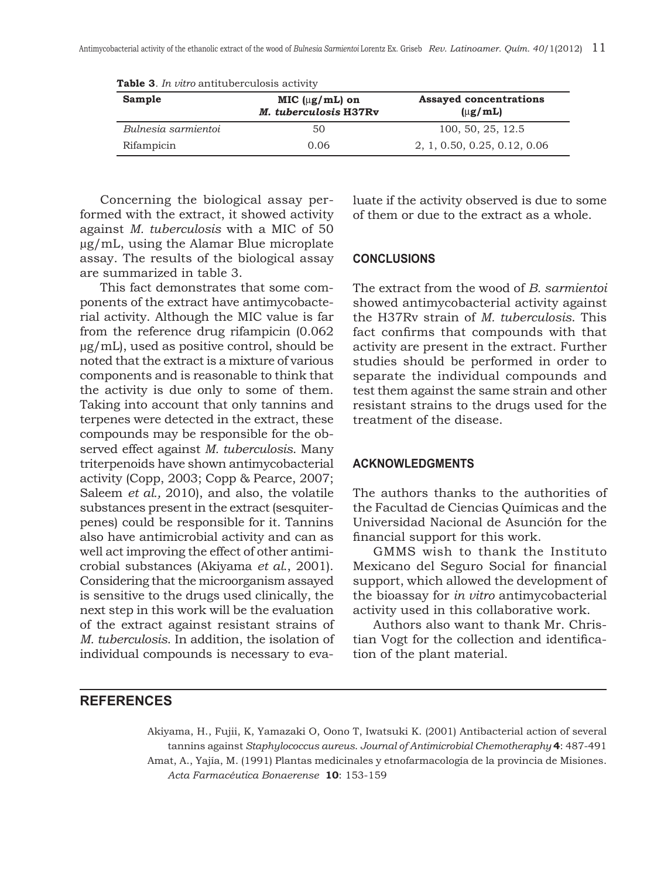**Table 3**. *In vitro* antituberculosis activity

| Sample | MIC (μg/mL) on *M. tuberculosis* H37Rv | Assayed concentrations (μg/mL) |
|---|---|---|
| *Bulnesia sarmientoi* | 50 | 100, 50, 25, 12.5 |
| Rifampicin | 0.06 | 2, 1, 0.50, 0.25, 0.12, 0.06 |

Concerning the biological assay performed with the extract, it showed activity against *M. tuberculosis* with a MIC of 50 μg/mL, using the Alamar Blue microplate assay. The results of the biological assay are summarized in table 3.

This fact demonstrates that some components of the extract have antimycobacterial activity. Although the MIC value is far from the reference drug rifampicin (0.062 μg/mL), used as positive control, should be noted that the extract is a mixture of various components and is reasonable to think that the activity is due only to some of them. Taking into account that only tannins and terpenes were detected in the extract, these compounds may be responsible for the observed effect against *M. tuberculosis*. Many triterpenoids have shown antimycobacterial activity (Copp, 2003; Copp & Pearce, 2007; Saleem *et al.,* 2010), and also, the volatile substances present in the extract (sesquiterpenes) could be responsible for it. Tannins also have antimicrobial activity and can as well act improving the effect of other antimicrobial substances (Akiyama *et al*., 2001). Considering that the microorganism assayed is sensitive to the drugs used clinically, the next step in this work will be the evaluation of the extract against resistant strains of *M. tuberculosis*. In addition, the isolation of individual compounds is necessary to evaluate if the activity observed is due to some of them or due to the extract as a whole.

## CONCLUSIONS

The extract from the wood of *B. sarmientoi* showed antimycobacterial activity against the H37Rv strain of *M. tuberculosis*. This fact confirms that compounds with that activity are present in the extract. Further studies should be performed in order to separate the individual compounds and test them against the same strain and other resistant strains to the drugs used for the treatment of the disease.

## ACKNOWLEDGMENTS

The authors thanks to the authorities of the Facultad de Ciencias Químicas and the Universidad Nacional de Asunción for the financial support for this work.

GMMS wish to thank the Instituto Mexicano del Seguro Social for financial support, which allowed the development of the bioassay for *in vitro* antimycobacterial activity used in this collaborative work.

Authors also want to thank Mr. Christian Vogt for the collection and identification of the plant material.

## REFERENCES

Akiyama, H., Fujii, K, Yamazaki O, Oono T, Iwatsuki K. (2001) Antibacterial action of several tannins against *Staphylococcus aureus*. *Journal of Antimicrobial Chemotheraphy* **4**: 487-491

Amat, A., Yajia, M. (1991) Plantas medicinales y etnofarmacología de la provincia de Misiones. *Acta Farmacéutica Bonaerense* **10**: 153-159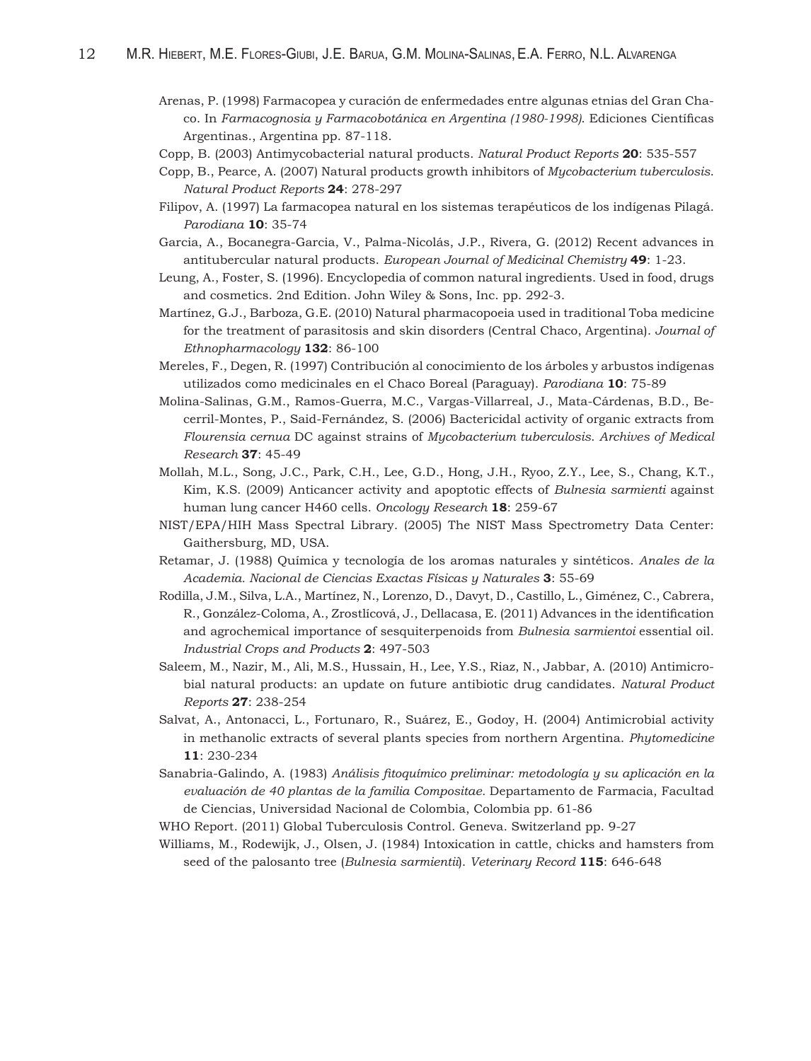Arenas, P. (1998) Farmacopea y curación de enfermedades entre algunas etnias del Gran Chaco. In *Farmacognosia y Farmacobotánica en Argentina (1980-1998)*. Ediciones Científicas Argentinas., Argentina pp. 87-118.

Copp, B. (2003) Antimycobacterial natural products. *Natural Product Reports* **20**: 535-557

Copp, B., Pearce, A. (2007) Natural products growth inhibitors of *Mycobacterium tuberculosis. Natural Product Reports* **24**: 278-297

Filipov, A. (1997) La farmacopea natural en los sistemas terapéuticos de los indígenas Pilagá. *Parodiana* **10**: 35-74

Garcia, A., Bocanegra-Garcia, V., Palma-Nicolás, J.P., Rivera, G. (2012) Recent advances in antitubercular natural products. *European Journal of Medicinal Chemistry* **49**: 1-23.

Leung, A., Foster, S. (1996). Encyclopedia of common natural ingredients. Used in food, drugs and cosmetics. 2nd Edition. John Wiley & Sons, Inc. pp. 292-3.

Martínez, G.J., Barboza, G.E. (2010) Natural pharmacopoeia used in traditional Toba medicine for the treatment of parasitosis and skin disorders (Central Chaco, Argentina). *Journal of Ethnopharmacology* **132**: 86-100

Mereles, F., Degen, R. (1997) Contribución al conocimiento de los árboles y arbustos indígenas utilizados como medicinales en el Chaco Boreal (Paraguay). *Parodiana* **10**: 75-89

Molina-Salinas, G.M., Ramos-Guerra, M.C., Vargas-Villarreal, J., Mata-Cárdenas, B.D., Becerril-Montes, P., Said-Fernández, S. (2006) Bactericidal activity of organic extracts from *Flourensia cernua* DC against strains of *Mycobacterium tuberculosis. Archives of Medical Research* **37**: 45-49

Mollah, M.L., Song, J.C., Park, C.H., Lee, G.D., Hong, J.H., Ryoo, Z.Y., Lee, S., Chang, K.T., Kim, K.S. (2009) Anticancer activity and apoptotic effects of *Bulnesia sarmienti* against human lung cancer H460 cells. *Oncology Research* **18**: 259-67

NIST/EPA/HIH Mass Spectral Library. (2005) The NIST Mass Spectrometry Data Center: Gaithersburg, MD, USA.

Retamar, J. (1988) Química y tecnología de los aromas naturales y sintéticos. *Anales de la Academia. Nacional de Ciencias Exactas Físicas y Naturales* **3**: 55-69

Rodilla, J.M., Silva, L.A., Martínez, N., Lorenzo, D., Davyt, D., Castillo, L., Giménez, C., Cabrera, R., González-Coloma, A., Zrostlícová, J., Dellacasa, E. (2011) Advances in the identification and agrochemical importance of sesquiterpenoids from *Bulnesia sarmientoi* essential oil. *Industrial Crops and Products* **2**: 497-503

Saleem, M., Nazir, M., Ali, M.S., Hussain, H., Lee, Y.S., Riaz, N., Jabbar, A. (2010) Antimicrobial natural products: an update on future antibiotic drug candidates. *Natural Product Reports* **27**: 238-254

Salvat, A., Antonacci, L., Fortunaro, R., Suárez, E., Godoy, H. (2004) Antimicrobial activity in methanolic extracts of several plants species from northern Argentina. *Phytomedicine* **11**: 230-234

Sanabria-Galindo, A. (1983) *Análisis fitoquímico preliminar: metodología y su aplicación en la evaluación de 40 plantas de la familia Compositae.* Departamento de Farmacia, Facultad de Ciencias, Universidad Nacional de Colombia, Colombia pp. 61-86

WHO Report. (2011) Global Tuberculosis Control. Geneva. Switzerland pp. 9-27

Williams, M., Rodewijk, J., Olsen, J. (1984) Intoxication in cattle, chicks and hamsters from seed of the palosanto tree (*Bulnesia sarmientii*). *Veterinary Record* **115**: 646-648